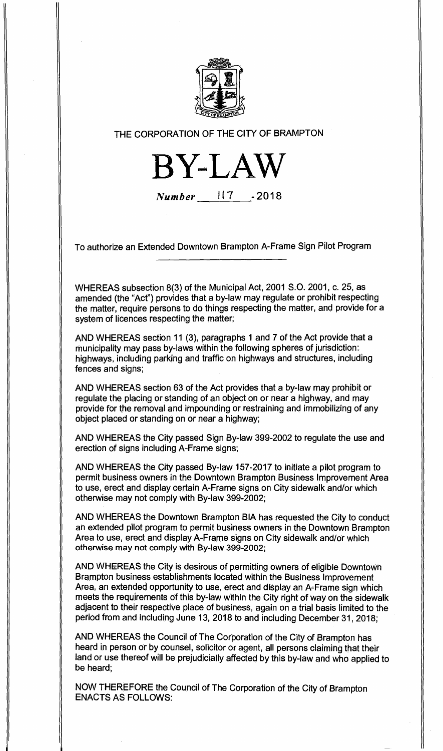THE CORPORATION OF THE CITY OF BRAMPTON

# BY-LAW

*Number* 117 - 2018

To authorize an Extended Downtown Brampton A-Frame Sign Pilot Program

WHEREAS subsection 8(3) of the Municipal Act, 2001 S.O. 2001, c. 25, as amended (the "Act") provides that a by-law may regulate or prohibit respecting the matter, require persons to do things respecting the matter, and provide for a system of licences respecting the matter;

AND WHEREAS section 11 (3), paragraphs 1 and 7 of the Act provide that a municipality may pass by-laws within the following spheres of jurisdiction: highways, including parking and traffic on highways and structures, including fences and signs;

AND WHEREAS section 63 of the Act provides that a by-law may prohibit or regulate the placing or standing of an object on or near a highway, and may provide for the removal and impounding or restraining and immobilizing of any object placed or standing on or near a highway;

AND WHEREAS the City passed Sign By-law 399-2002 to regulate the use and erection of signs including A-Frame signs;

AND WHEREAS the City passed By-law 157-2017 to initiate a pilot program to permit business owners in the Downtown Brampton Business Improvement Area to use, erect and display certain A-Frame signs on City sidewalk and/or which otherwise may not comply with By-law 399-2002;

AND WHEREAS the Downtown Brampton BIA has requested the City to conduct an extended pilot program to permit business owners in the Downtown Brampton Area to use, erect and display A-Frame signs on City sidewalk and/or which otherwise may not comply with By-law 399-2002;

AND WHEREAS the City is desirous of permitting owners of eligible Downtown Brampton business establishments located within the Business Improvement Area, an extended opportunity to use, erect and display an A-Frame sign which meets the requirements of this by-law within the City right of way on the sidewalk adjacent to their respective place of business, again on a trial basis limited to the period from and including June 13, 2018 to and including December 31, 2018;

AND WHEREAS the Council of The Corporation of the City of Brampton has heard in person or by counsel, solicitor or agent, all persons claiming that their land or use thereof will be prejudicially affected by this by-law and who applied to be heard;

NOW THEREFORE the Council of The Corporation of the City of Brampton ENACTS AS FOLLOWS: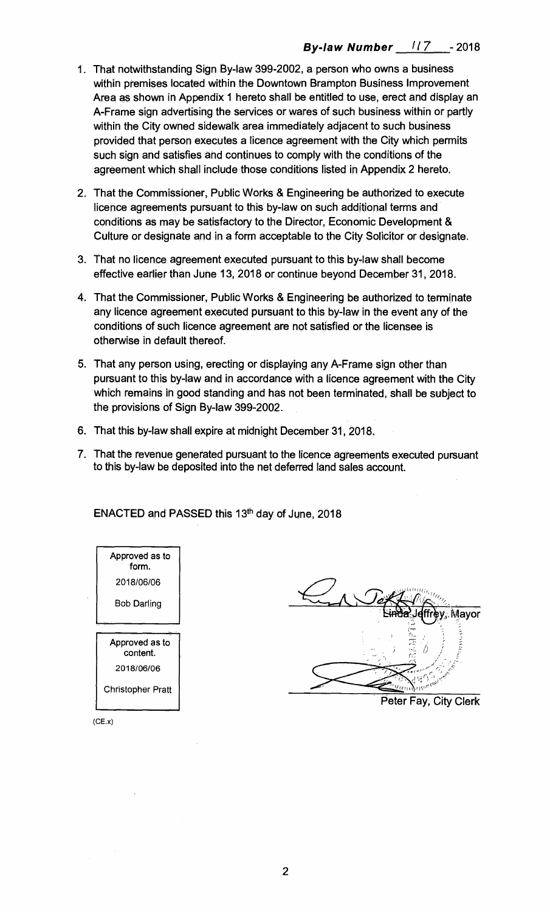**By-law Number 117 - 2018**

1. That notwithstanding Sign By-law 399-2002, a person who owns a business within premises located within the Downtown Brampton Business Improvement Area as shown in Appendix 1 hereto shall be entitled to use, erect and display an A-Frame sign advertising the services or wares of such business within or partly within the City owned sidewalk area immediately adjacent to such business provided that person executes a licence agreement with the City which permits such sign and satisfies and continues to comply with the conditions of the agreement which shall include those conditions listed in Appendix 2 hereto.

2. That the Commissioner, Public Works & Engineering be authorized to execute licence agreements pursuant to this by-law on such additional terms and conditions as may be satisfactory to the Director, Economic Development & Culture or designate and in a form acceptable to the City Solicitor or designate.

3. That no licence agreement executed pursuant to this by-law shall become effective earlier than June 13, 2018 or continue beyond December 31, 2018.

4. That the Commissioner, Public Works & Engineering be authorized to terminate any licence agreement executed pursuant to this by-law in the event any of the conditions of such licence agreement are not satisfied or the licensee is otherwise in default thereof.

5. That any person using, erecting or displaying any A-Frame sign other than pursuant to this by-law and in accordance with a licence agreement with the City which remains in good standing and has not been terminated, shall be subject to the provisions of Sign By-law 399-2002.

6. That this by-law shall expire at midnight December 31, 2018.

7. That the revenue generated pursuant to the licence agreements executed pursuant to this by-law be deposited into the net deferred land sales account.

ENACTED and PASSED this 13th day of June, 2018

| Approved as to form. |
|---|
| 2018/06/06 |
| Bob Darling |

| Approved as to content. |
|---|
| 2018/06/06 |
| Christopher Pratt |

(CE.x)

Linda Jeffrey, Mayor

Peter Fay, City Clerk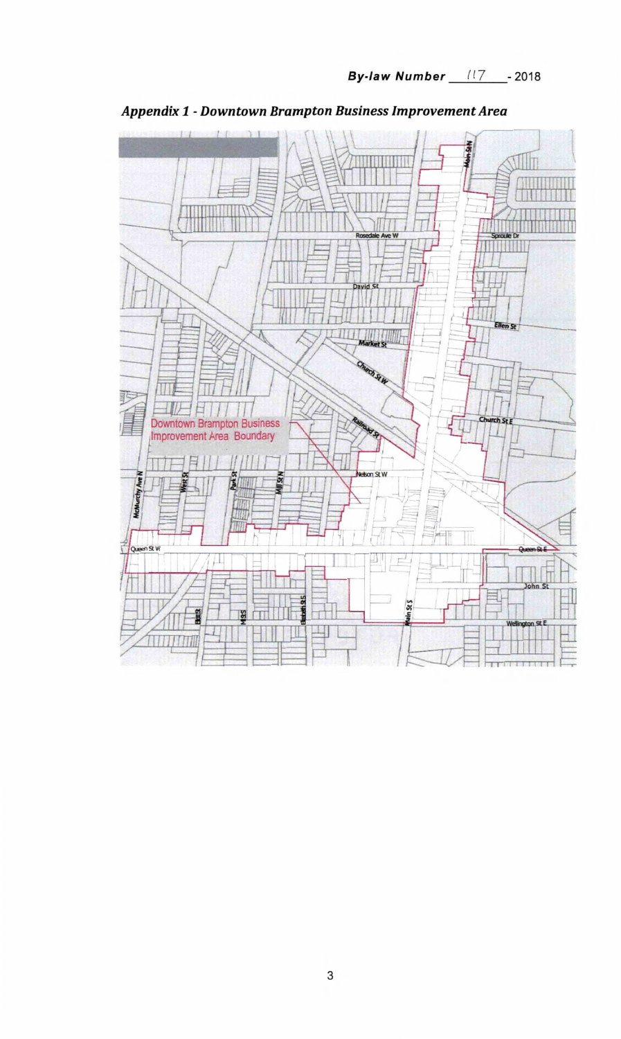By-law Number 117 - 2018

***Appendix 1 - Downtown Brampton Business Improvement Area***

Downtown Brampton Business Improvement Area Boundary

Main St N

Rosedale Ave W

Sproule Dr

David St

Ellen St

Market St

Church St W

Church St E

Railroad St

Nelson St W

McMurchy Ave N

West St

Park St

Mill St N

Queen St W

Queen St E

John St

Elliott St

Mill St S

Elizabeth St S

Main St S

Wellington St E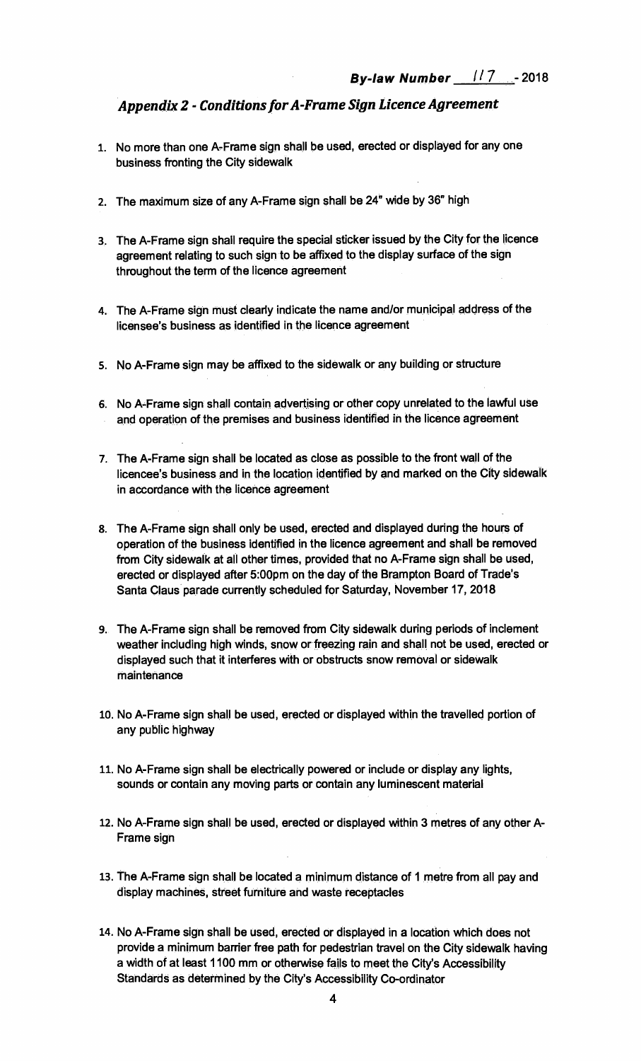**By-law Number 117 - 2018**

## *Appendix 2 - Conditions for A-Frame Sign Licence Agreement*

1. No more than one A-Frame sign shall be used, erected or displayed for any one business fronting the City sidewalk

2. The maximum size of any A-Frame sign shall be 24" wide by 36" high

3. The A-Frame sign shall require the special sticker issued by the City for the licence agreement relating to such sign to be affixed to the display surface of the sign throughout the term of the licence agreement

4. The A-Frame sign must clearly indicate the name and/or municipal address of the licensee's business as identified in the licence agreement

5. No A-Frame sign may be affixed to the sidewalk or any building or structure

6. No A-Frame sign shall contain advertising or other copy unrelated to the lawful use and operation of the premises and business identified in the licence agreement

7. The A-Frame sign shall be located as close as possible to the front wall of the licencee's business and in the location identified by and marked on the City sidewalk in accordance with the licence agreement

8. The A-Frame sign shall only be used, erected and displayed during the hours of operation of the business identified in the licence agreement and shall be removed from City sidewalk at all other times, provided that no A-Frame sign shall be used, erected or displayed after 5:00pm on the day of the Brampton Board of Trade's Santa Claus parade currently scheduled for Saturday, November 17, 2018

9. The A-Frame sign shall be removed from City sidewalk during periods of inclement weather including high winds, snow or freezing rain and shall not be used, erected or displayed such that it interferes with or obstructs snow removal or sidewalk maintenance

10. No A-Frame sign shall be used, erected or displayed within the travelled portion of any public highway

11. No A-Frame sign shall be electrically powered or include or display any lights, sounds or contain any moving parts or contain any luminescent material

12. No A-Frame sign shall be used, erected or displayed within 3 metres of any other A-Frame sign

13. The A-Frame sign shall be located a minimum distance of 1 metre from all pay and display machines, street furniture and waste receptacles

14. No A-Frame sign shall be used, erected or displayed in a location which does not provide a minimum barrier free path for pedestrian travel on the City sidewalk having a width of at least 1100 mm or otherwise fails to meet the City's Accessibility Standards as determined by the City's Accessibility Co-ordinator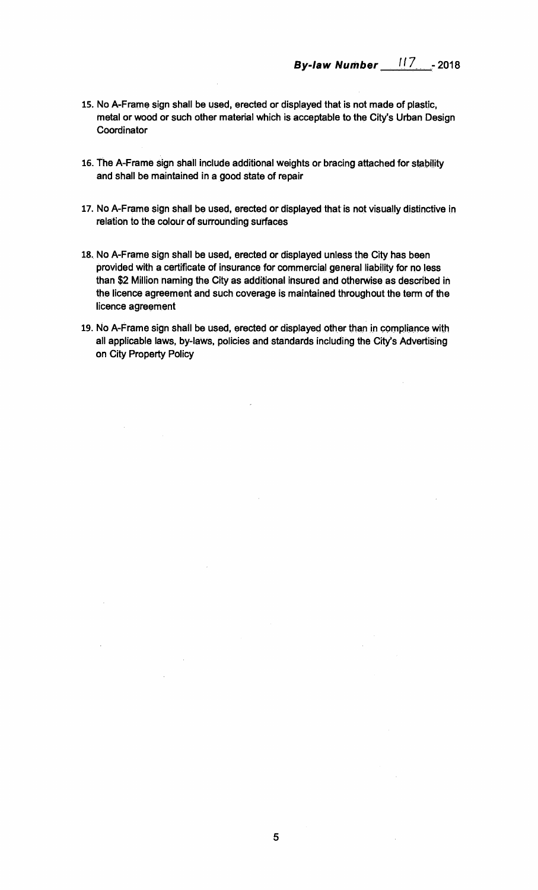15. No A-Frame sign shall be used, erected or displayed that is not made of plastic, metal or wood or such other material which is acceptable to the City's Urban Design Coordinator

16. The A-Frame sign shall include additional weights or bracing attached for stability and shall be maintained in a good state of repair

17. No A-Frame sign shall be used, erected or displayed that is not visually distinctive in relation to the colour of surrounding surfaces

18. No A-Frame sign shall be used, erected or displayed unless the City has been provided with a certificate of insurance for commercial general liability for no less than $2 Million naming the City as additional insured and otherwise as described in the licence agreement and such coverage is maintained throughout the term of the licence agreement

19. No A-Frame sign shall be used, erected or displayed other than in compliance with all applicable laws, by-laws, policies and standards including the City's Advertising on City Property Policy